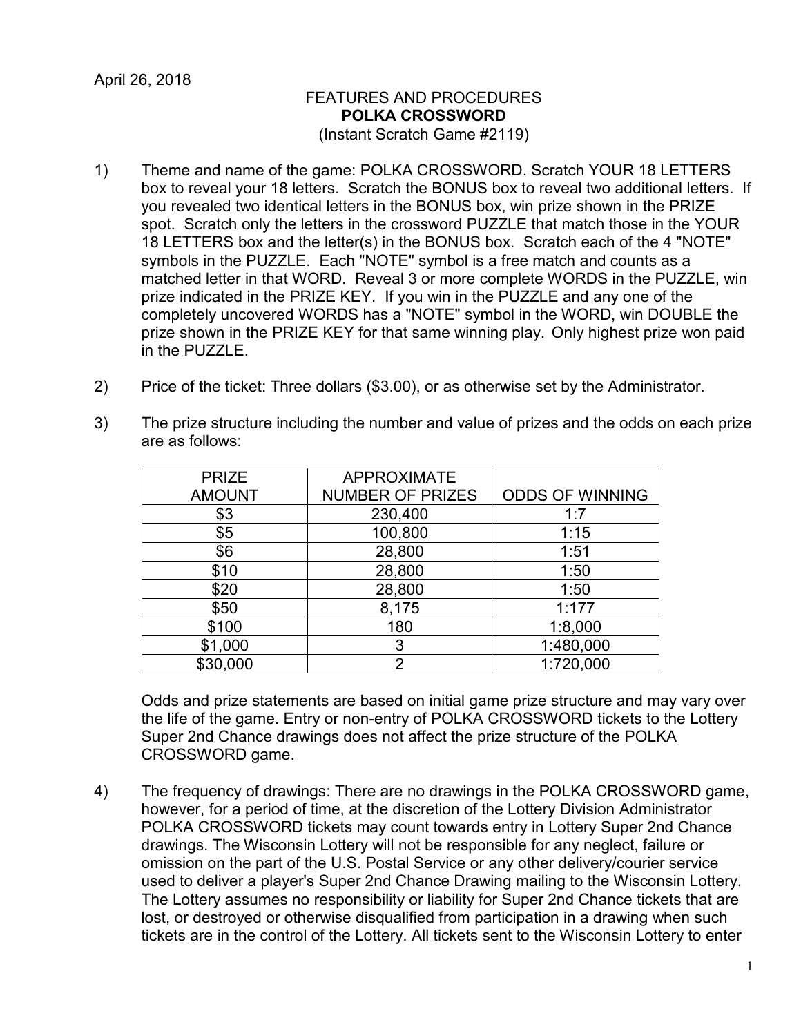April 26, 2018

FEATURES AND PROCEDURES
**POLKA CROSSWORD**
(Instant Scratch Game #2119)

1) Theme and name of the game: POLKA CROSSWORD. Scratch YOUR 18 LETTERS box to reveal your 18 letters. Scratch the BONUS box to reveal two additional letters. If you revealed two identical letters in the BONUS box, win prize shown in the PRIZE spot. Scratch only the letters in the crossword PUZZLE that match those in the YOUR 18 LETTERS box and the letter(s) in the BONUS box. Scratch each of the 4 "NOTE" symbols in the PUZZLE. Each "NOTE" symbol is a free match and counts as a matched letter in that WORD. Reveal 3 or more complete WORDS in the PUZZLE, win prize indicated in the PRIZE KEY. If you win in the PUZZLE and any one of the completely uncovered WORDS has a "NOTE" symbol in the WORD, win DOUBLE the prize shown in the PRIZE KEY for that same winning play. Only highest prize won paid in the PUZZLE.

2) Price of the ticket: Three dollars ($3.00), or as otherwise set by the Administrator.

3) The prize structure including the number and value of prizes and the odds on each prize are as follows:

| PRIZE AMOUNT | APPROXIMATE NUMBER OF PRIZES | ODDS OF WINNING |
|---|---|---|
| $3 | 230,400 | 1:7 |
| $5 | 100,800 | 1:15 |
| $6 | 28,800 | 1:51 |
| $10 | 28,800 | 1:50 |
| $20 | 28,800 | 1:50 |
| $50 | 8,175 | 1:177 |
| $100 | 180 | 1:8,000 |
| $1,000 | 3 | 1:480,000 |
| $30,000 | 2 | 1:720,000 |

Odds and prize statements are based on initial game prize structure and may vary over the life of the game. Entry or non-entry of POLKA CROSSWORD tickets to the Lottery Super 2nd Chance drawings does not affect the prize structure of the POLKA CROSSWORD game.

4) The frequency of drawings: There are no drawings in the POLKA CROSSWORD game, however, for a period of time, at the discretion of the Lottery Division Administrator POLKA CROSSWORD tickets may count towards entry in Lottery Super 2nd Chance drawings. The Wisconsin Lottery will not be responsible for any neglect, failure or omission on the part of the U.S. Postal Service or any other delivery/courier service used to deliver a player's Super 2nd Chance Drawing mailing to the Wisconsin Lottery. The Lottery assumes no responsibility or liability for Super 2nd Chance tickets that are lost, or destroyed or otherwise disqualified from participation in a drawing when such tickets are in the control of the Lottery. All tickets sent to the Wisconsin Lottery to enter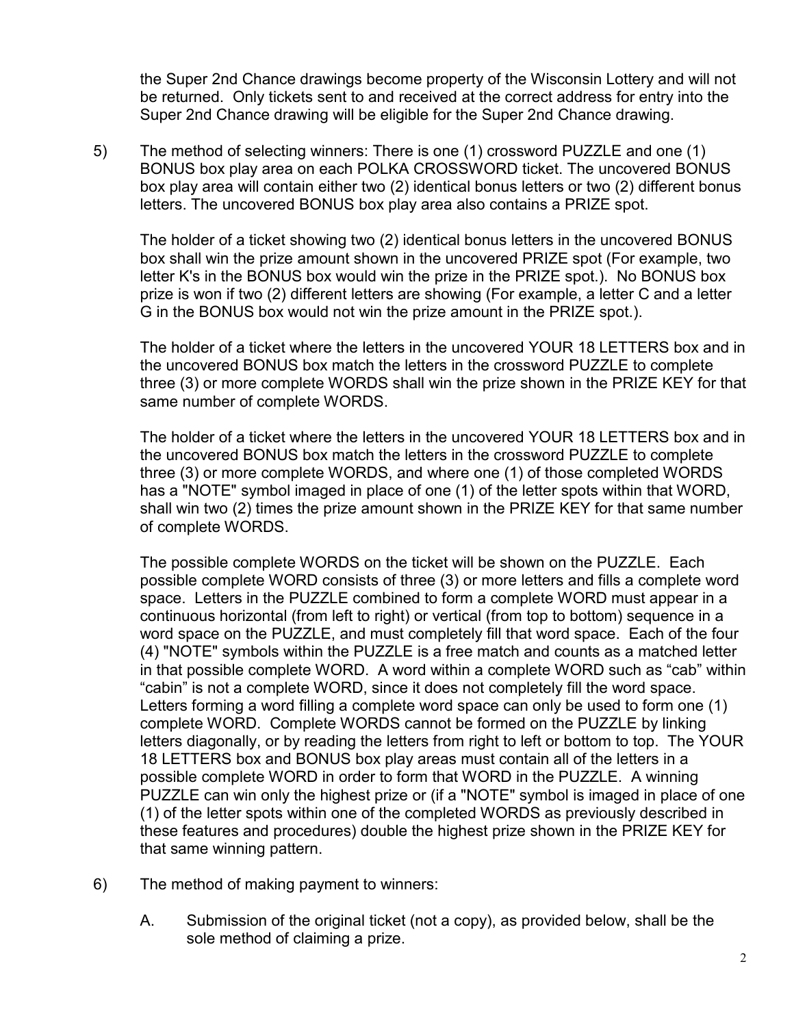the Super 2nd Chance drawings become property of the Wisconsin Lottery and will not be returned. Only tickets sent to and received at the correct address for entry into the Super 2nd Chance drawing will be eligible for the Super 2nd Chance drawing.

5) The method of selecting winners: There is one (1) crossword PUZZLE and one (1) BONUS box play area on each POLKA CROSSWORD ticket. The uncovered BONUS box play area will contain either two (2) identical bonus letters or two (2) different bonus letters. The uncovered BONUS box play area also contains a PRIZE spot.

   The holder of a ticket showing two (2) identical bonus letters in the uncovered BONUS box shall win the prize amount shown in the uncovered PRIZE spot (For example, two letter K's in the BONUS box would win the prize in the PRIZE spot.). No BONUS box prize is won if two (2) different letters are showing (For example, a letter C and a letter G in the BONUS box would not win the prize amount in the PRIZE spot.).

   The holder of a ticket where the letters in the uncovered YOUR 18 LETTERS box and in the uncovered BONUS box match the letters in the crossword PUZZLE to complete three (3) or more complete WORDS shall win the prize shown in the PRIZE KEY for that same number of complete WORDS.

   The holder of a ticket where the letters in the uncovered YOUR 18 LETTERS box and in the uncovered BONUS box match the letters in the crossword PUZZLE to complete three (3) or more complete WORDS, and where one (1) of those completed WORDS has a "NOTE" symbol imaged in place of one (1) of the letter spots within that WORD, shall win two (2) times the prize amount shown in the PRIZE KEY for that same number of complete WORDS.

   The possible complete WORDS on the ticket will be shown on the PUZZLE. Each possible complete WORD consists of three (3) or more letters and fills a complete word space. Letters in the PUZZLE combined to form a complete WORD must appear in a continuous horizontal (from left to right) or vertical (from top to bottom) sequence in a word space on the PUZZLE, and must completely fill that word space. Each of the four (4) "NOTE" symbols within the PUZZLE is a free match and counts as a matched letter in that possible complete WORD. A word within a complete WORD such as "cab" within "cabin" is not a complete WORD, since it does not completely fill the word space. Letters forming a word filling a complete word space can only be used to form one (1) complete WORD. Complete WORDS cannot be formed on the PUZZLE by linking letters diagonally, or by reading the letters from right to left or bottom to top. The YOUR 18 LETTERS box and BONUS box play areas must contain all of the letters in a possible complete WORD in order to form that WORD in the PUZZLE. A winning PUZZLE can win only the highest prize or (if a "NOTE" symbol is imaged in place of one (1) of the letter spots within one of the completed WORDS as previously described in these features and procedures) double the highest prize shown in the PRIZE KEY for that same winning pattern.

6) The method of making payment to winners:

   A. Submission of the original ticket (not a copy), as provided below, shall be the sole method of claiming a prize.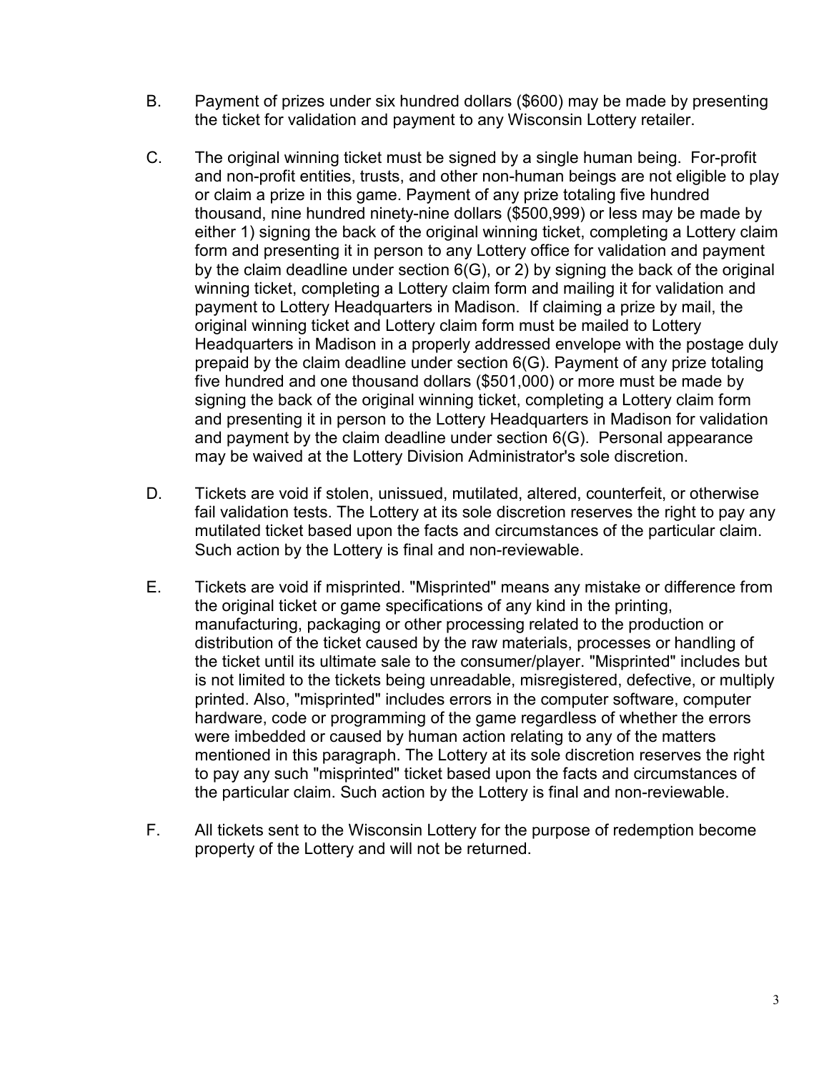B. Payment of prizes under six hundred dollars ($600) may be made by presenting the ticket for validation and payment to any Wisconsin Lottery retailer.

C. The original winning ticket must be signed by a single human being. For-profit and non-profit entities, trusts, and other non-human beings are not eligible to play or claim a prize in this game. Payment of any prize totaling five hundred thousand, nine hundred ninety-nine dollars ($500,999) or less may be made by either 1) signing the back of the original winning ticket, completing a Lottery claim form and presenting it in person to any Lottery office for validation and payment by the claim deadline under section 6(G), or 2) by signing the back of the original winning ticket, completing a Lottery claim form and mailing it for validation and payment to Lottery Headquarters in Madison. If claiming a prize by mail, the original winning ticket and Lottery claim form must be mailed to Lottery Headquarters in Madison in a properly addressed envelope with the postage duly prepaid by the claim deadline under section 6(G). Payment of any prize totaling five hundred and one thousand dollars ($501,000) or more must be made by signing the back of the original winning ticket, completing a Lottery claim form and presenting it in person to the Lottery Headquarters in Madison for validation and payment by the claim deadline under section 6(G). Personal appearance may be waived at the Lottery Division Administrator's sole discretion.

D. Tickets are void if stolen, unissued, mutilated, altered, counterfeit, or otherwise fail validation tests. The Lottery at its sole discretion reserves the right to pay any mutilated ticket based upon the facts and circumstances of the particular claim. Such action by the Lottery is final and non-reviewable.

E. Tickets are void if misprinted. "Misprinted" means any mistake or difference from the original ticket or game specifications of any kind in the printing, manufacturing, packaging or other processing related to the production or distribution of the ticket caused by the raw materials, processes or handling of the ticket until its ultimate sale to the consumer/player. "Misprinted" includes but is not limited to the tickets being unreadable, misregistered, defective, or multiply printed. Also, "misprinted" includes errors in the computer software, computer hardware, code or programming of the game regardless of whether the errors were imbedded or caused by human action relating to any of the matters mentioned in this paragraph. The Lottery at its sole discretion reserves the right to pay any such "misprinted" ticket based upon the facts and circumstances of the particular claim. Such action by the Lottery is final and non-reviewable.

F. All tickets sent to the Wisconsin Lottery for the purpose of redemption become property of the Lottery and will not be returned.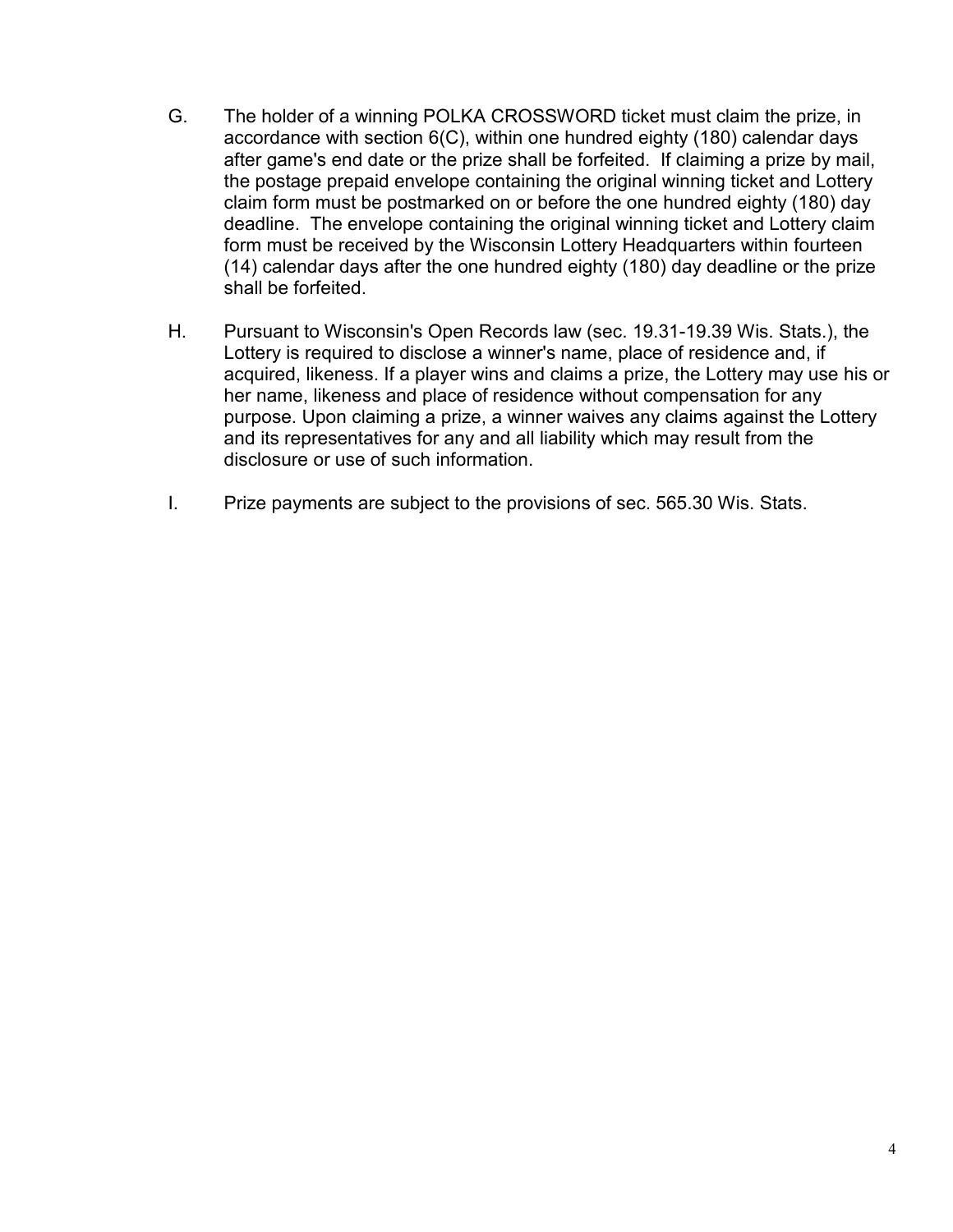G. The holder of a winning POLKA CROSSWORD ticket must claim the prize, in accordance with section 6(C), within one hundred eighty (180) calendar days after game's end date or the prize shall be forfeited. If claiming a prize by mail, the postage prepaid envelope containing the original winning ticket and Lottery claim form must be postmarked on or before the one hundred eighty (180) day deadline. The envelope containing the original winning ticket and Lottery claim form must be received by the Wisconsin Lottery Headquarters within fourteen (14) calendar days after the one hundred eighty (180) day deadline or the prize shall be forfeited.

H. Pursuant to Wisconsin's Open Records law (sec. 19.31-19.39 Wis. Stats.), the Lottery is required to disclose a winner's name, place of residence and, if acquired, likeness. If a player wins and claims a prize, the Lottery may use his or her name, likeness and place of residence without compensation for any purpose. Upon claiming a prize, a winner waives any claims against the Lottery and its representatives for any and all liability which may result from the disclosure or use of such information.

I. Prize payments are subject to the provisions of sec. 565.30 Wis. Stats.